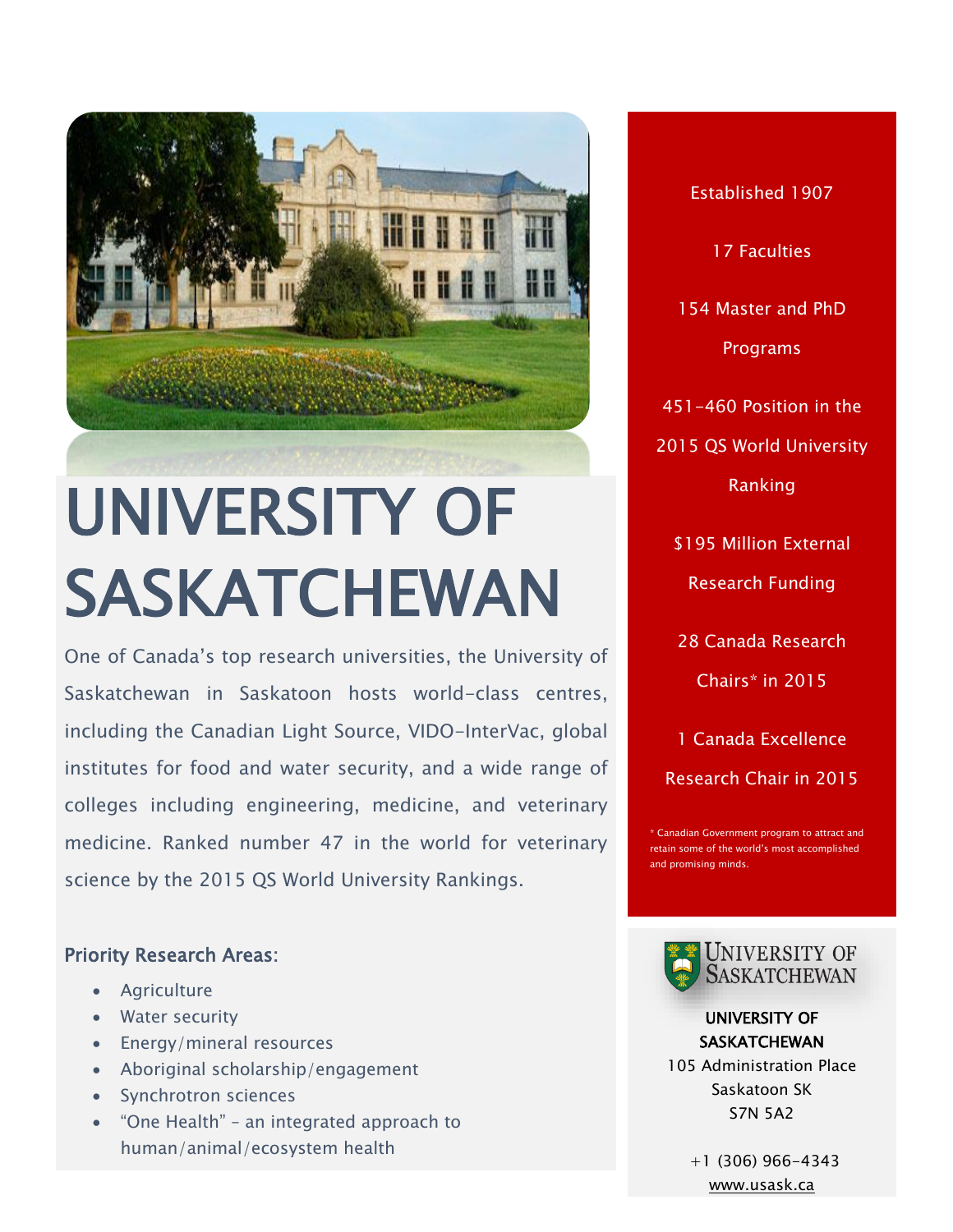# UNIVERSITY OF SASKATCHEWAN

One of Canada's top research universities, the University of Saskatchewan in Saskatoon hosts world-class centres, including the Canadian Light Source, VIDO-InterVac, global institutes for food and water security, and a wide range of colleges including engineering, medicine, and veterinary medicine. Ranked number 47 in the world for veterinary science by the 2015 QS World University Rankings.

### Priority Research Areas:

- Agriculture
- Water security
- Energy/mineral resources
- Aboriginal scholarship/engagement
- Synchrotron sciences
- "One Health" – an integrated approach to human/animal/ecosystem health

Established 1907

17 Faculties

154 Master and PhD Programs

451-460 Position in the 2015 QS World University Ranking

$195 Million External Research Funding

28 Canada Research Chairs* in 2015

1 Canada Excellence Research Chair in 2015

* Canadian Government program to attract and retain some of the world's most accomplished and promising minds.

UNIVERSITY OF SASKATCHEWAN

**UNIVERSITY OF SASKATCHEWAN**
105 Administration Place
Saskatoon SK
S7N 5A2

+1 (306) 966-4343
www.usask.ca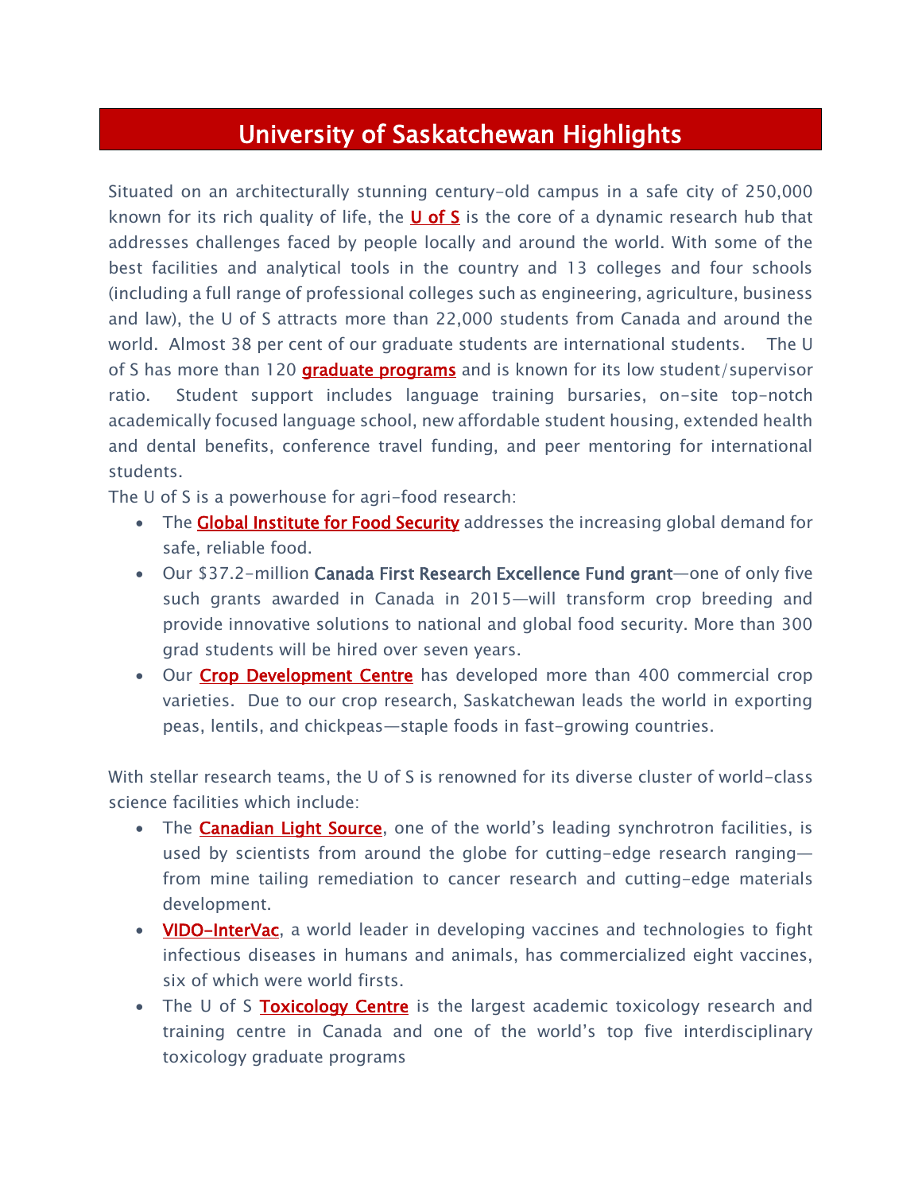# University of Saskatchewan Highlights

Situated on an architecturally stunning century-old campus in a safe city of 250,000 known for its rich quality of life, the U of S is the core of a dynamic research hub that addresses challenges faced by people locally and around the world. With some of the best facilities and analytical tools in the country and 13 colleges and four schools (including a full range of professional colleges such as engineering, agriculture, business and law), the U of S attracts more than 22,000 students from Canada and around the world. Almost 38 per cent of our graduate students are international students. The U of S has more than 120 **graduate programs** and is known for its low student/supervisor ratio. Student support includes language training bursaries, on-site top-notch academically focused language school, new affordable student housing, extended health and dental benefits, conference travel funding, and peer mentoring for international students.

The U of S is a powerhouse for agri-food research:

- The Global Institute for Food Security addresses the increasing global demand for safe, reliable food.
- Our $37.2-million Canada First Research Excellence Fund grant—one of only five such grants awarded in Canada in 2015—will transform crop breeding and provide innovative solutions to national and global food security. More than 300 grad students will be hired over seven years.
- Our Crop Development Centre has developed more than 400 commercial crop varieties. Due to our crop research, Saskatchewan leads the world in exporting peas, lentils, and chickpeas—staple foods in fast-growing countries.

With stellar research teams, the U of S is renowned for its diverse cluster of world-class science facilities which include:

- The Canadian Light Source, one of the world's leading synchrotron facilities, is used by scientists from around the globe for cutting-edge research ranging—from mine tailing remediation to cancer research and cutting-edge materials development.
- VIDO-InterVac, a world leader in developing vaccines and technologies to fight infectious diseases in humans and animals, has commercialized eight vaccines, six of which were world firsts.
- The U of S Toxicology Centre is the largest academic toxicology research and training centre in Canada and one of the world's top five interdisciplinary toxicology graduate programs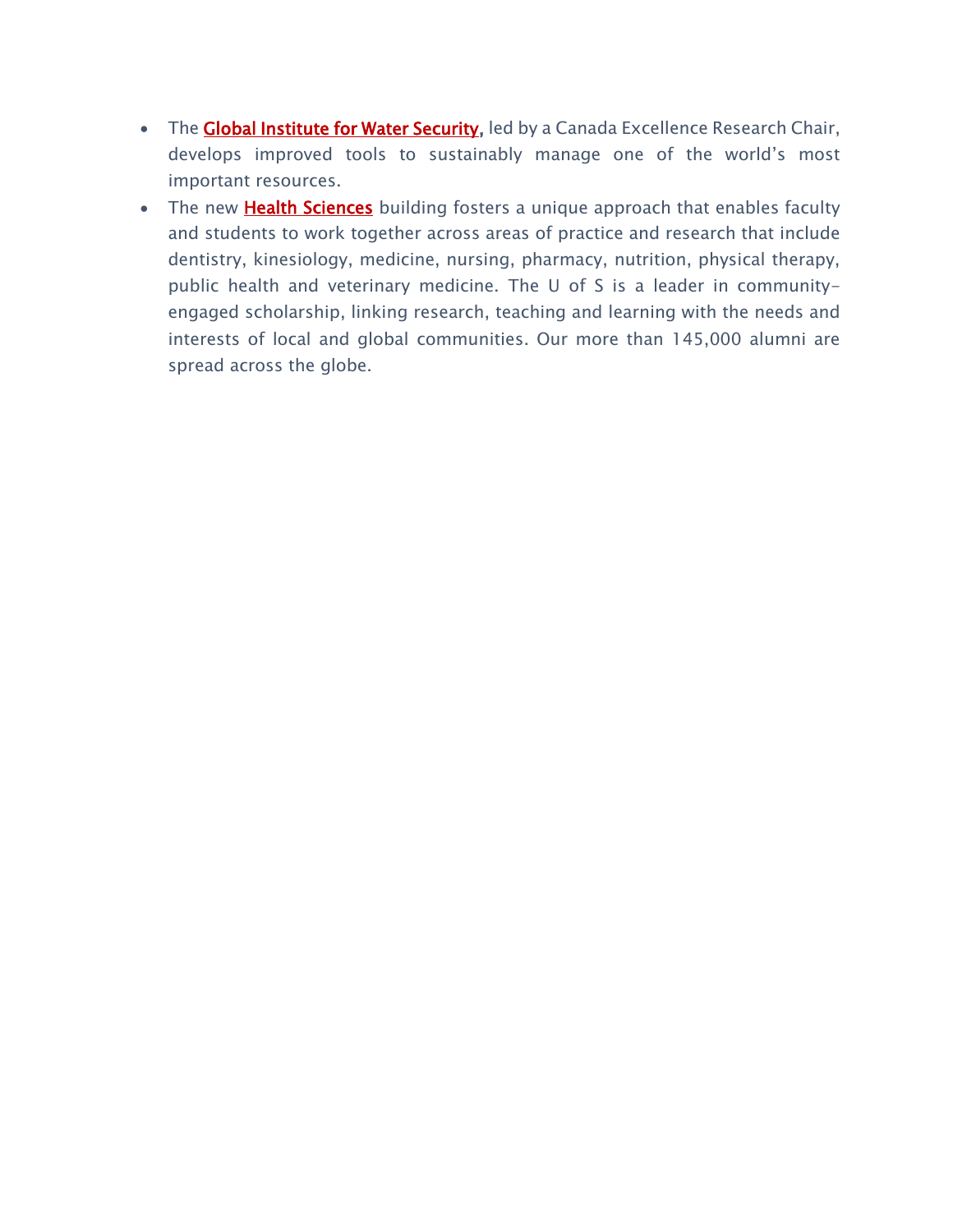- The **Global Institute for Water Security**, led by a Canada Excellence Research Chair, develops improved tools to sustainably manage one of the world's most important resources.
- The new **Health Sciences** building fosters a unique approach that enables faculty and students to work together across areas of practice and research that include dentistry, kinesiology, medicine, nursing, pharmacy, nutrition, physical therapy, public health and veterinary medicine. The U of S is a leader in community-engaged scholarship, linking research, teaching and learning with the needs and interests of local and global communities. Our more than 145,000 alumni are spread across the globe.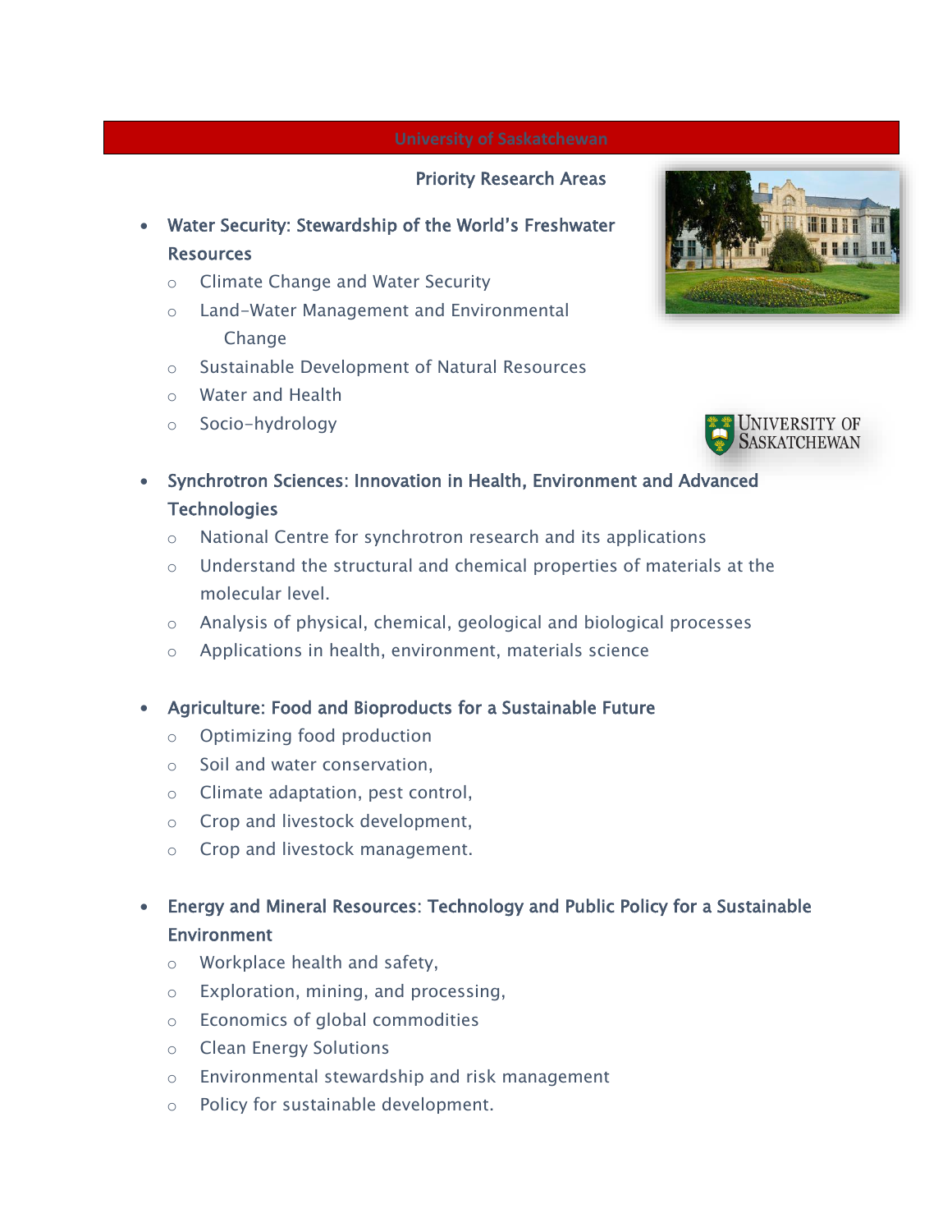# University of Saskatchewan

## Priority Research Areas

- **Water Security: Stewardship of the World's Freshwater Resources**
  - Climate Change and Water Security
  - Land-Water Management and Environmental Change
  - Sustainable Development of Natural Resources
  - Water and Health
  - Socio-hydrology

- **Synchrotron Sciences: Innovation in Health, Environment and Advanced Technologies**
  - National Centre for synchrotron research and its applications
  - Understand the structural and chemical properties of materials at the molecular level.
  - Analysis of physical, chemical, geological and biological processes
  - Applications in health, environment, materials science

- **Agriculture: Food and Bioproducts for a Sustainable Future**
  - Optimizing food production
  - Soil and water conservation,
  - Climate adaptation, pest control,
  - Crop and livestock development,
  - Crop and livestock management.

- **Energy and Mineral Resources: Technology and Public Policy for a Sustainable Environment**
  - Workplace health and safety,
  - Exploration, mining, and processing,
  - Economics of global commodities
  - Clean Energy Solutions
  - Environmental stewardship and risk management
  - Policy for sustainable development.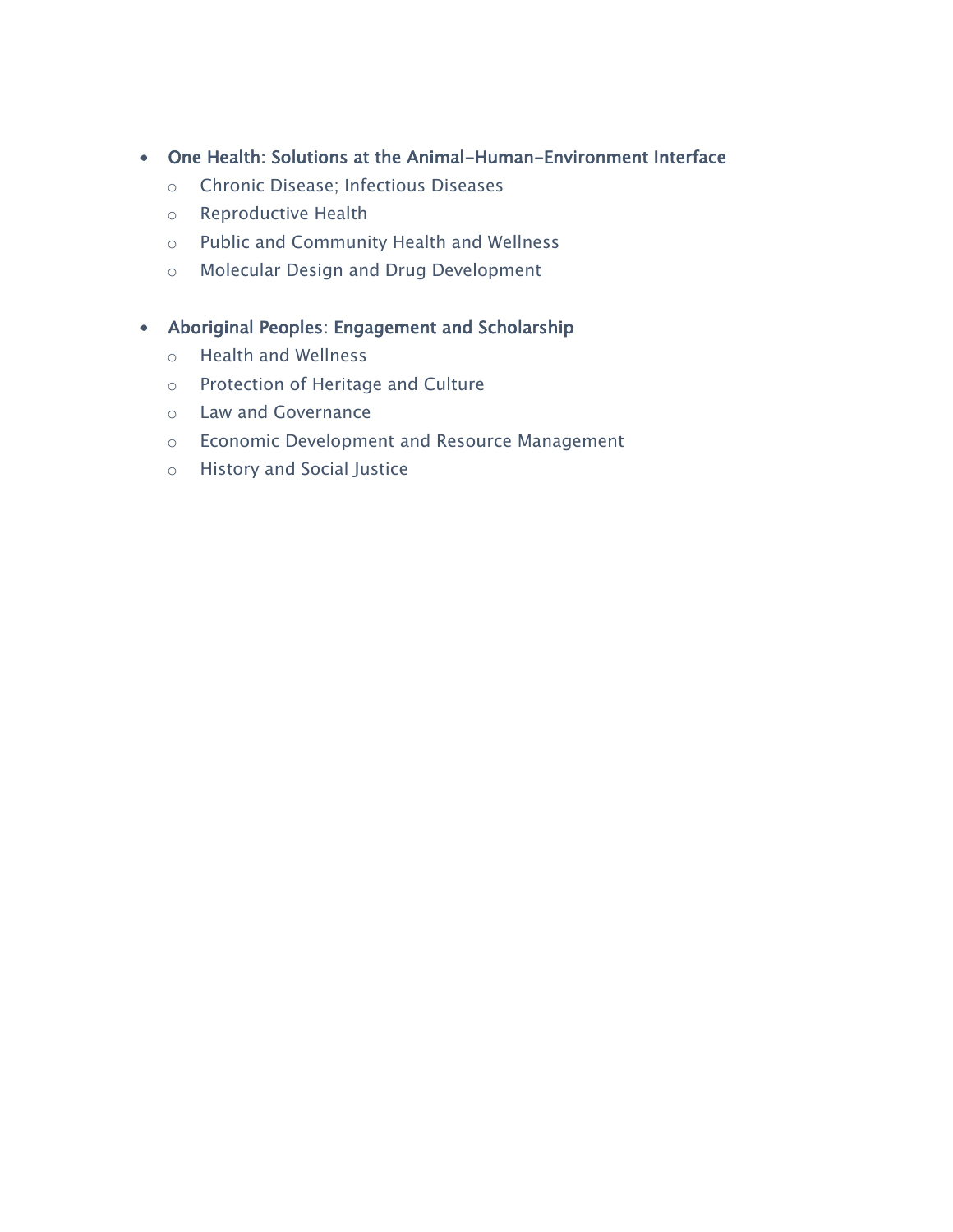- One Health: Solutions at the Animal-Human-Environment Interface
    - Chronic Disease; Infectious Diseases
    - Reproductive Health
    - Public and Community Health and Wellness
    - Molecular Design and Drug Development

- Aboriginal Peoples: Engagement and Scholarship
    - Health and Wellness
    - Protection of Heritage and Culture
    - Law and Governance
    - Economic Development and Resource Management
    - History and Social Justice